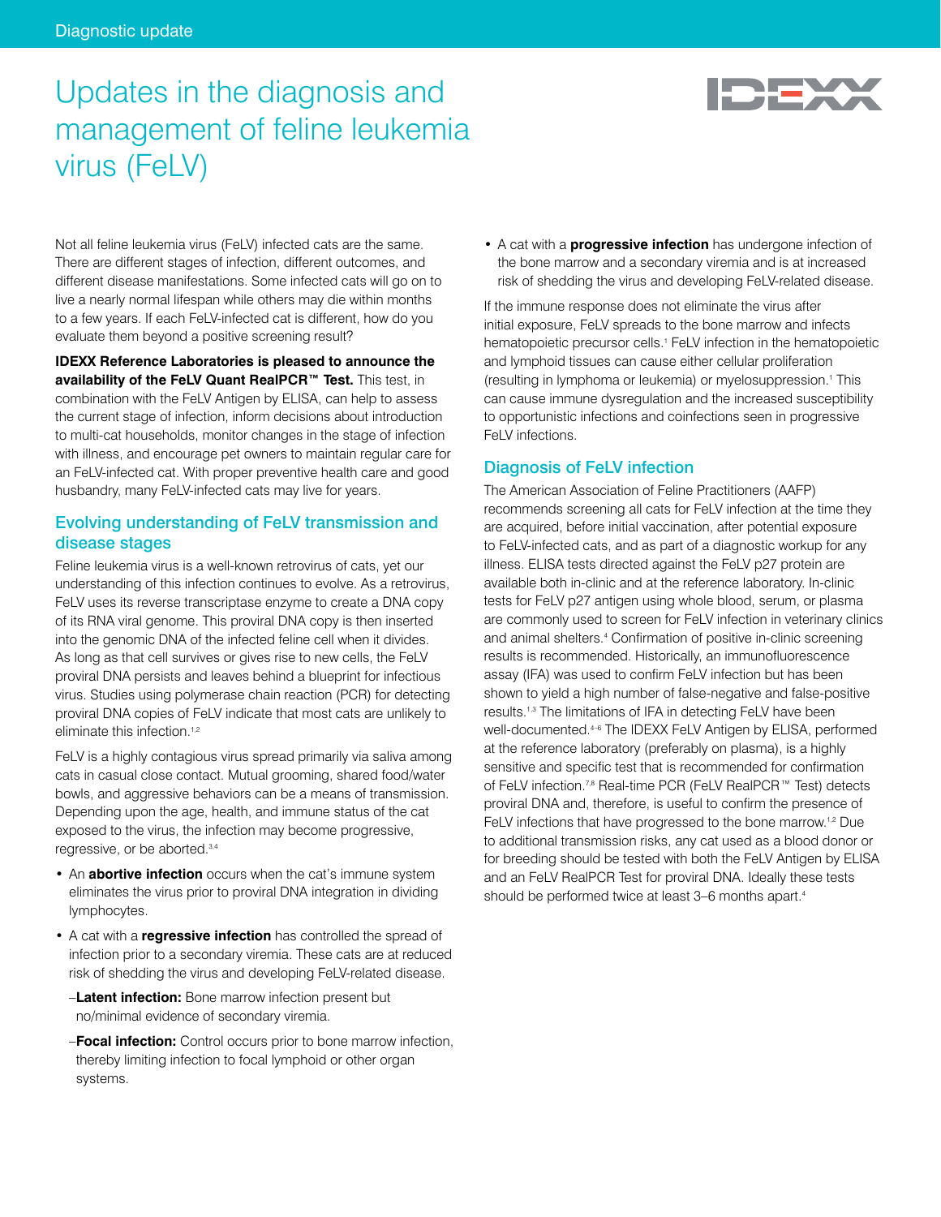# Updates in the diagnosis and management of feline leukemia virus (FeLV)

Not all feline leukemia virus (FeLV) infected cats are the same. There are different stages of infection, different outcomes, and different disease manifestations. Some infected cats will go on to live a nearly normal lifespan while others may die within months to a few years. If each FeLV-infected cat is different, how do you evaluate them beyond a positive screening result?

**IDEXX Reference Laboratories is pleased to announce the availability of the FeLV Quant RealPCR™ Test.** This test, in combination with the FeLV Antigen by ELISA, can help to assess the current stage of infection, inform decisions about introduction to multi-cat households, monitor changes in the stage of infection with illness, and encourage pet owners to maintain regular care for an FeLV-infected cat. With proper preventive health care and good husbandry, many FeLV-infected cats may live for years.

## Evolving understanding of FeLV transmission and disease stages

Feline leukemia virus is a well-known retrovirus of cats, yet our understanding of this infection continues to evolve. As a retrovirus, FeLV uses its reverse transcriptase enzyme to create a DNA copy of its RNA viral genome. This proviral DNA copy is then inserted into the genomic DNA of the infected feline cell when it divides. As long as that cell survives or gives rise to new cells, the FeLV proviral DNA persists and leaves behind a blueprint for infectious virus. Studies using polymerase chain reaction (PCR) for detecting proviral DNA copies of FeLV indicate that most cats are unlikely to eliminate this infection.[1,2]

FeLV is a highly contagious virus spread primarily via saliva among cats in casual close contact. Mutual grooming, shared food/water bowls, and aggressive behaviors can be a means of transmission. Depending upon the age, health, and immune status of the cat exposed to the virus, the infection may become progressive, regressive, or be aborted.[3,4]

- An **abortive infection** occurs when the cat's immune system eliminates the virus prior to proviral DNA integration in dividing lymphocytes.
- A cat with a **regressive infection** has controlled the spread of infection prior to a secondary viremia. These cats are at reduced risk of shedding the virus and developing FeLV-related disease.
  - –**Latent infection:** Bone marrow infection present but no/minimal evidence of secondary viremia.
  - –**Focal infection:** Control occurs prior to bone marrow infection, thereby limiting infection to focal lymphoid or other organ systems.
- A cat with a **progressive infection** has undergone infection of the bone marrow and a secondary viremia and is at increased risk of shedding the virus and developing FeLV-related disease.

If the immune response does not eliminate the virus after initial exposure, FeLV spreads to the bone marrow and infects hematopoietic precursor cells.[1] FeLV infection in the hematopoietic and lymphoid tissues can cause either cellular proliferation (resulting in lymphoma or leukemia) or myelosuppression.[1] This can cause immune dysregulation and the increased susceptibility to opportunistic infections and coinfections seen in progressive FeLV infections.

## Diagnosis of FeLV infection

The American Association of Feline Practitioners (AAFP) recommends screening all cats for FeLV infection at the time they are acquired, before initial vaccination, after potential exposure to FeLV-infected cats, and as part of a diagnostic workup for any illness. ELISA tests directed against the FeLV p27 protein are available both in-clinic and at the reference laboratory. In-clinic tests for FeLV p27 antigen using whole blood, serum, or plasma are commonly used to screen for FeLV infection in veterinary clinics and animal shelters.[4] Confirmation of positive in-clinic screening results is recommended. Historically, an immunofluorescence assay (IFA) was used to confirm FeLV infection but has been shown to yield a high number of false-negative and false-positive results.[1,3] The limitations of IFA in detecting FeLV have been well-documented.[4–6] The IDEXX FeLV Antigen by ELISA, performed at the reference laboratory (preferably on plasma), is a highly sensitive and specific test that is recommended for confirmation of FeLV infection.[7,8] Real-time PCR (FeLV RealPCR™ Test) detects proviral DNA and, therefore, is useful to confirm the presence of FeLV infections that have progressed to the bone marrow.[1,2] Due to additional transmission risks, any cat used as a blood donor or for breeding should be tested with both the FeLV Antigen by ELISA and an FeLV RealPCR Test for proviral DNA. Ideally these tests should be performed twice at least 3–6 months apart.[4]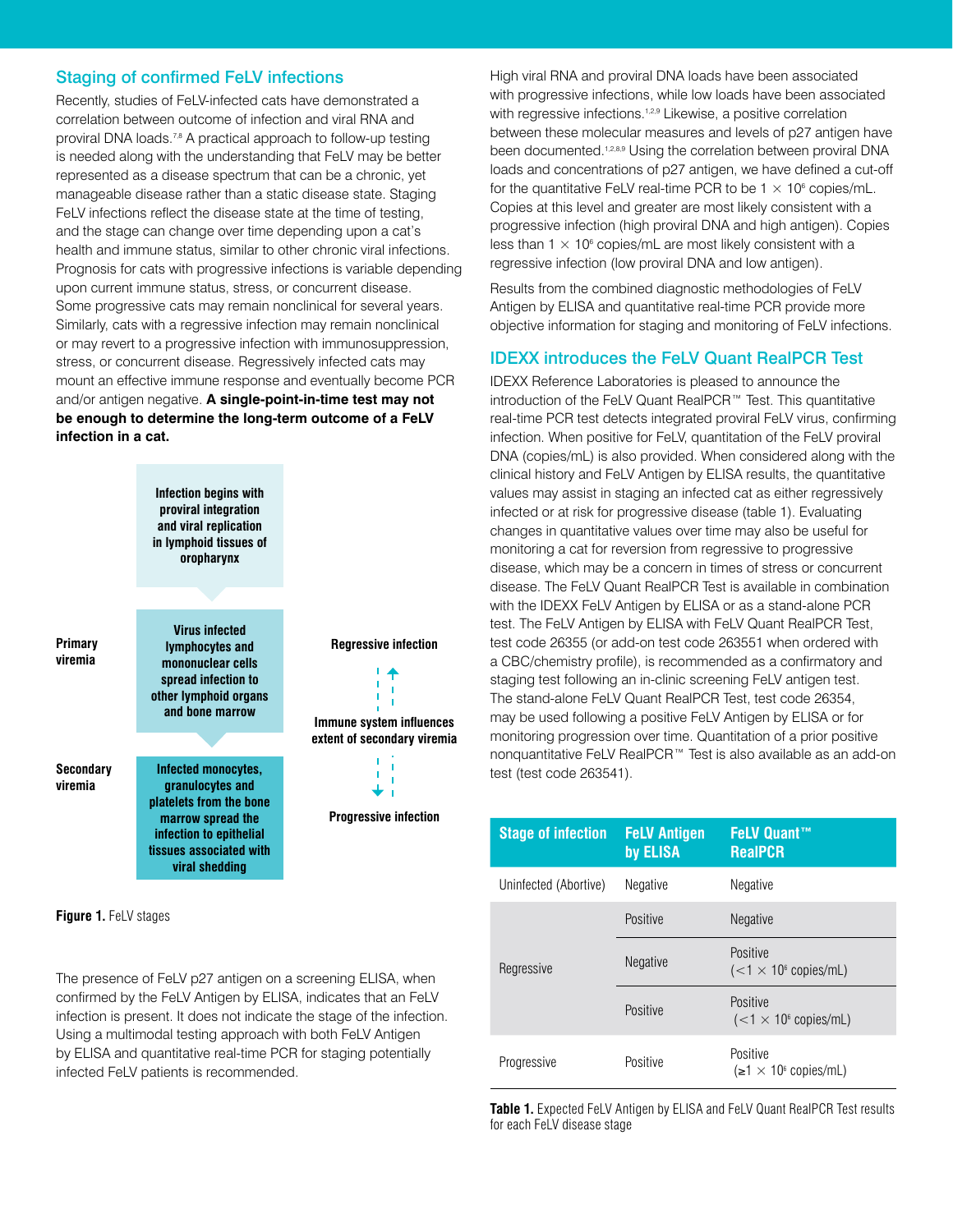## Staging of confirmed FeLV infections

Recently, studies of FeLV-infected cats have demonstrated a correlation between outcome of infection and viral RNA and proviral DNA loads.[7,8] A practical approach to follow-up testing is needed along with the understanding that FeLV may be better represented as a disease spectrum that can be a chronic, yet manageable disease rather than a static disease state. Staging FeLV infections reflect the disease state at the time of testing, and the stage can change over time depending upon a cat's health and immune status, similar to other chronic viral infections. Prognosis for cats with progressive infections is variable depending upon current immune status, stress, or concurrent disease. Some progressive cats may remain nonclinical for several years. Similarly, cats with a regressive infection may remain nonclinical or may revert to a progressive infection with immunosuppression, stress, or concurrent disease. Regressively infected cats may mount an effective immune response and eventually become PCR and/or antigen negative. **A single-point-in-time test may not be enough to determine the long-term outcome of a FeLV infection in a cat.**

Infection begins with proviral integration and viral replication in lymphoid tissues of oropharynx

Primary viremia — Virus infected lymphocytes and mononuclear cells spread infection to other lymphoid organs and bone marrow

Secondary viremia — Infected monocytes, granulocytes and platelets from the bone marrow spread the infection to epithelial tissues associated with viral shedding

Regressive infection ↔ Immune system influences extent of secondary viremia ↔ Progressive infection

**Figure 1.** FeLV stages

The presence of FeLV p27 antigen on a screening ELISA, when confirmed by the FeLV Antigen by ELISA, indicates that an FeLV infection is present. It does not indicate the stage of the infection. Using a multimodal testing approach with both FeLV Antigen by ELISA and quantitative real-time PCR for staging potentially infected FeLV patients is recommended.

High viral RNA and proviral DNA loads have been associated with progressive infections, while low loads have been associated with regressive infections.[1,2,9] Likewise, a positive correlation between these molecular measures and levels of p27 antigen have been documented.[1,2,8,9] Using the correlation between proviral DNA loads and concentrations of p27 antigen, we have defined a cut-off for the quantitative FeLV real-time PCR to be $1 \times 10^6$ copies/mL. Copies at this level and greater are most likely consistent with a progressive infection (high proviral DNA and high antigen). Copies less than $1 \times 10^6$ copies/mL are most likely consistent with a regressive infection (low proviral DNA and low antigen).

Results from the combined diagnostic methodologies of FeLV Antigen by ELISA and quantitative real-time PCR provide more objective information for staging and monitoring of FeLV infections.

## IDEXX introduces the FeLV Quant RealPCR Test

IDEXX Reference Laboratories is pleased to announce the introduction of the FeLV Quant RealPCR™ Test. This quantitative real-time PCR test detects integrated proviral FeLV virus, confirming infection. When positive for FeLV, quantitation of the FeLV proviral DNA (copies/mL) is also provided. When considered along with the clinical history and FeLV Antigen by ELISA results, the quantitative values may assist in staging an infected cat as either regressively infected or at risk for progressive disease (table 1). Evaluating changes in quantitative values over time may also be useful for monitoring a cat for reversion from regressive to progressive disease, which may be a concern in times of stress or concurrent disease. The FeLV Quant RealPCR Test is available in combination with the IDEXX FeLV Antigen by ELISA or as a stand-alone PCR test. The FeLV Antigen by ELISA with FeLV Quant RealPCR Test, test code 26355 (or add-on test code 263551 when ordered with a CBC/chemistry profile), is recommended as a confirmatory and staging test following an in-clinic screening FeLV antigen test. The stand-alone FeLV Quant RealPCR Test, test code 26354, may be used following a positive FeLV Antigen by ELISA or for monitoring progression over time. Quantitation of a prior positive nonquantitative FeLV RealPCR™ Test is also available as an add-on test (test code 263541).

| Stage of infection | FeLV Antigen by ELISA | FeLV Quant™ RealPCR |
|---|---|---|
| Uninfected (Abortive) | Negative | Negative |
| Regressive | Positive | Negative |
| | Negative | Positive ($<1 \times 10^6$ copies/mL) |
| | Positive | Positive ($<1 \times 10^6$ copies/mL) |
| Progressive | Positive | Positive ($\geq 1 \times 10^6$ copies/mL) |

**Table 1.** Expected FeLV Antigen by ELISA and FeLV Quant RealPCR Test results for each FeLV disease stage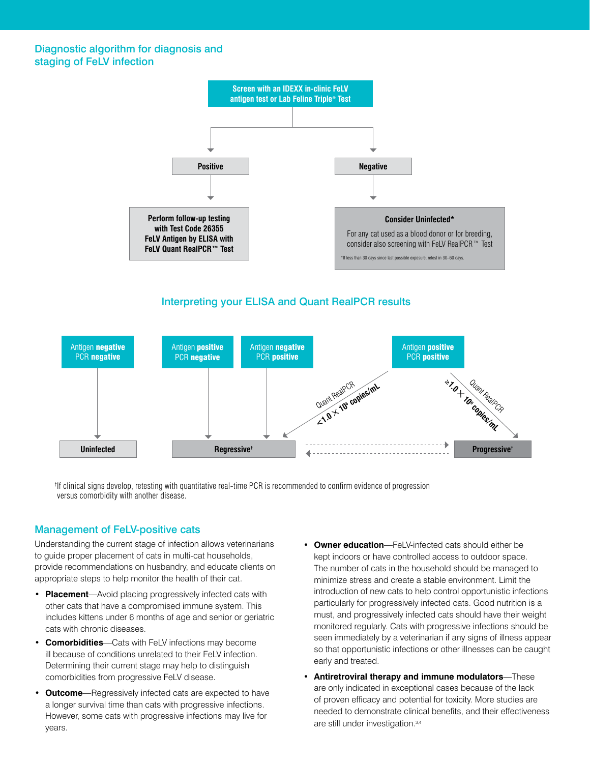## Diagnostic algorithm for diagnosis and staging of FeLV infection

**Screen with an IDEXX in-clinic FeLV antigen test or Lab Feline Triple® Test**

- **Positive** → **Perform follow-up testing with Test Code 26355 FeLV Antigen by ELISA with FeLV Quant RealPCR™ Test**
- **Negative** → **Consider Uninfected***

  For any cat used as a blood donor or for breeding, consider also screening with FeLV RealPCR™ Test

  *If less than 30 days since last possible exposure, retest in 30–60 days.

## Interpreting your ELISA and Quant RealPCR results

- Antigen **negative** PCR **negative** → **Uninfected**
- Antigen **positive** PCR **negative** → **Regressive†**
- Antigen **negative** PCR **positive** → **Regressive†**
- Antigen **positive** PCR **positive**:
  - Quant RealPCR **<1.0 × 10⁶ copies/mL** → **Regressive†**
  - Quant RealPCR **≥1.0 × 10⁶ copies/mL** → **Progressive†**

Regressive ⇄ Progressive

†If clinical signs develop, retesting with quantitative real-time PCR is recommended to confirm evidence of progression versus comorbidity with another disease.

## Management of FeLV-positive cats

Understanding the current stage of infection allows veterinarians to guide proper placement of cats in multi-cat households, provide recommendations on husbandry, and educate clients on appropriate steps to help monitor the health of their cat.

- **Placement**—Avoid placing progressively infected cats with other cats that have a compromised immune system. This includes kittens under 6 months of age and senior or geriatric cats with chronic diseases.
- **Comorbidities**—Cats with FeLV infections may become ill because of conditions unrelated to their FeLV infection. Determining their current stage may help to distinguish comorbidities from progressive FeLV disease.
- **Outcome**—Regressively infected cats are expected to have a longer survival time than cats with progressive infections. However, some cats with progressive infections may live for years.
- **Owner education**—FeLV-infected cats should either be kept indoors or have controlled access to outdoor space. The number of cats in the household should be managed to minimize stress and create a stable environment. Limit the introduction of new cats to help control opportunistic infections particularly for progressively infected cats. Good nutrition is a must, and progressively infected cats should have their weight monitored regularly. Cats with progressive infections should be seen immediately by a veterinarian if any signs of illness appear so that opportunistic infections or other illnesses can be caught early and treated.
- **Antiretroviral therapy and immune modulators**—These are only indicated in exceptional cases because of the lack of proven efficacy and potential for toxicity. More studies are needed to demonstrate clinical benefits, and their effectiveness are still under investigation.[3,4]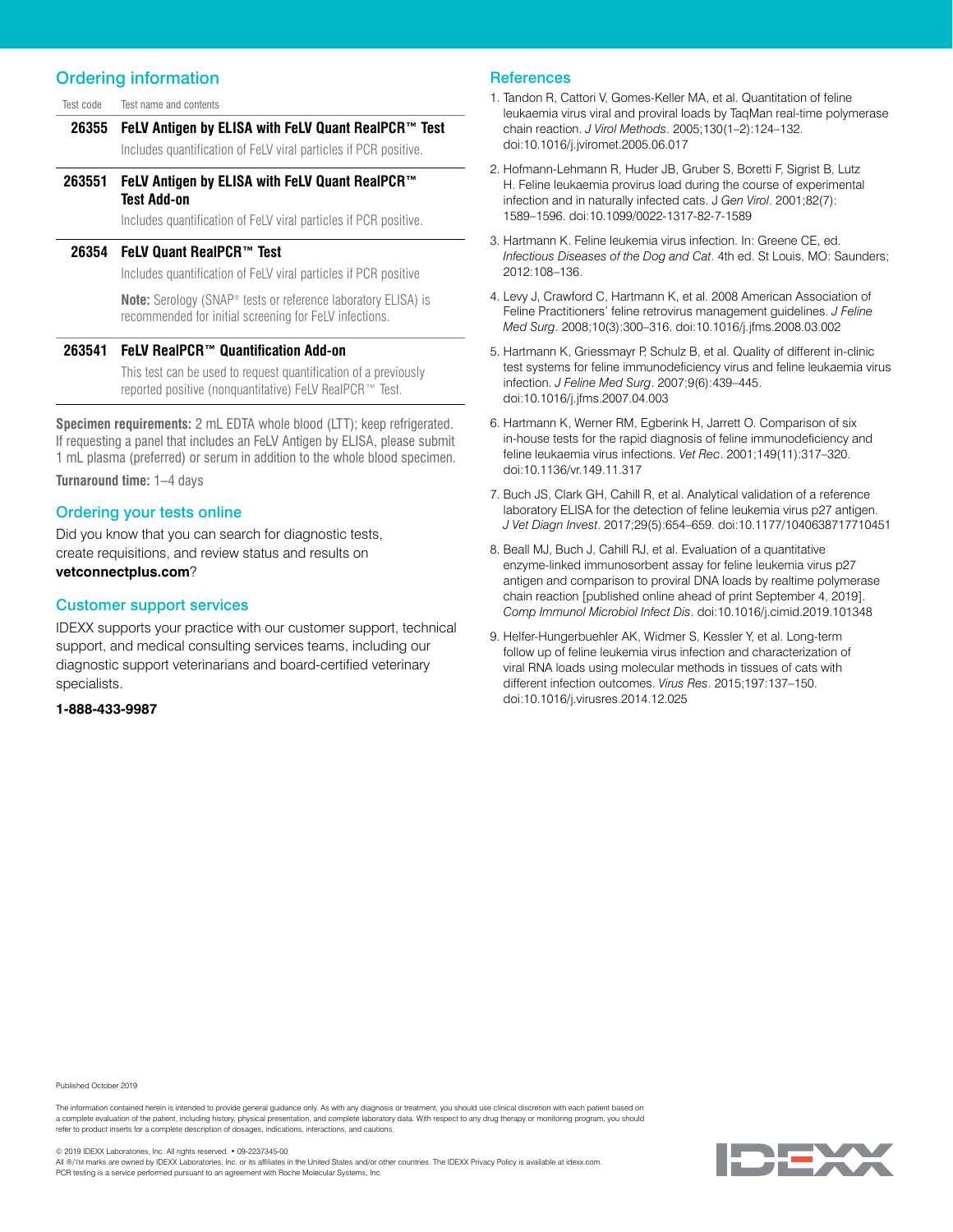## Ordering information

| Test code | Test name and contents |
|---|---|
| **26355** | **FeLV Antigen by ELISA with FeLV Quant RealPCR™ Test**<br>Includes quantification of FeLV viral particles if PCR positive. |
| **263551** | **FeLV Antigen by ELISA with FeLV Quant RealPCR™ Test Add-on**<br>Includes quantification of FeLV viral particles if PCR positive. |
| **26354** | **FeLV Quant RealPCR™ Test**<br>Includes quantification of FeLV viral particles if PCR positive<br>**Note:** Serology (SNAP® tests or reference laboratory ELISA) is recommended for initial screening for FeLV infections. |
| **263541** | **FeLV RealPCR™ Quantification Add-on**<br>This test can be used to request quantification of a previously reported positive (nonquantitative) FeLV RealPCR™ Test. |

**Specimen requirements:** 2 mL EDTA whole blood (LTT); keep refrigerated. If requesting a panel that includes an FeLV Antigen by ELISA, please submit 1 mL plasma (preferred) or serum in addition to the whole blood specimen.

**Turnaround time:** 1–4 days

## Ordering your tests online

Did you know that you can search for diagnostic tests, create requisitions, and review status and results on **vetconnectplus.com**?

## Customer support services

IDEXX supports your practice with our customer support, technical support, and medical consulting services teams, including our diagnostic support veterinarians and board-certified veterinary specialists.

**1-888-433-9987**

## References

1. Tandon R, Cattori V, Gomes-Keller MA, et al. Quantitation of feline leukaemia virus viral and proviral loads by TaqMan real-time polymerase chain reaction. *J Virol Methods*. 2005;130(1–2):124–132. doi:10.1016/j.jviromet.2005.06.017
2. Hofmann-Lehmann R, Huder JB, Gruber S, Boretti F, Sigrist B, Lutz H. Feline leukaemia provirus load during the course of experimental infection and in naturally infected cats. *J Gen Virol*. 2001;82(7): 1589–1596. doi:10.1099/0022-1317-82-7-1589
3. Hartmann K. Feline leukemia virus infection. In: Greene CE, ed. *Infectious Diseases of the Dog and Cat*. 4th ed. St Louis, MO: Saunders; 2012:108–136.
4. Levy J, Crawford C, Hartmann K, et al. 2008 American Association of Feline Practitioners' feline retrovirus management guidelines. *J Feline Med Surg*. 2008;10(3):300–316. doi:10.1016/j.jfms.2008.03.002
5. Hartmann K, Griessmayr P, Schulz B, et al. Quality of different in-clinic test systems for feline immunodeficiency virus and feline leukaemia virus infection. *J Feline Med Surg*. 2007;9(6):439–445. doi:10.1016/j.jfms.2007.04.003
6. Hartmann K, Werner RM, Egberink H, Jarrett O. Comparison of six in-house tests for the rapid diagnosis of feline immunodeficiency and feline leukaemia virus infections. *Vet Rec*. 2001;149(11):317–320. doi:10.1136/vr.149.11.317
7. Buch JS, Clark GH, Cahill R, et al. Analytical validation of a reference laboratory ELISA for the detection of feline leukemia virus p27 antigen. *J Vet Diagn Invest*. 2017;29(5):654–659. doi:10.1177/1040638717710451
8. Beall MJ, Buch J, Cahill RJ, et al. Evaluation of a quantitative enzyme-linked immunosorbent assay for feline leukemia virus p27 antigen and comparison to proviral DNA loads by realtime polymerase chain reaction [published online ahead of print September 4, 2019]. *Comp Immunol Microbiol Infect Dis*. doi:10.1016/j.cimid.2019.101348
9. Helfer-Hungerbuehler AK, Widmer S, Kessler Y, et al. Long-term follow up of feline leukemia virus infection and characterization of viral RNA loads using molecular methods in tissues of cats with different infection outcomes. *Virus Res*. 2015;197:137–150. doi:10.1016/j.virusres.2014.12.025

Published October 2019

The information contained herein is intended to provide general guidance only. As with any diagnosis or treatment, you should use clinical discretion with each patient based on a complete evaluation of the patient, including history, physical presentation, and complete laboratory data. With respect to any drug therapy or monitoring program, you should refer to product inserts for a complete description of dosages, indications, interactions, and cautions.

© 2019 IDEXX Laboratories, Inc. All rights reserved. • 09-2237345-00
All ®/TM marks are owned by IDEXX Laboratories, Inc. or its affiliates in the United States and/or other countries. The IDEXX Privacy Policy is available at idexx.com.
PCR testing is a service performed pursuant to an agreement with Roche Molecular Systems, Inc.

IDEXX